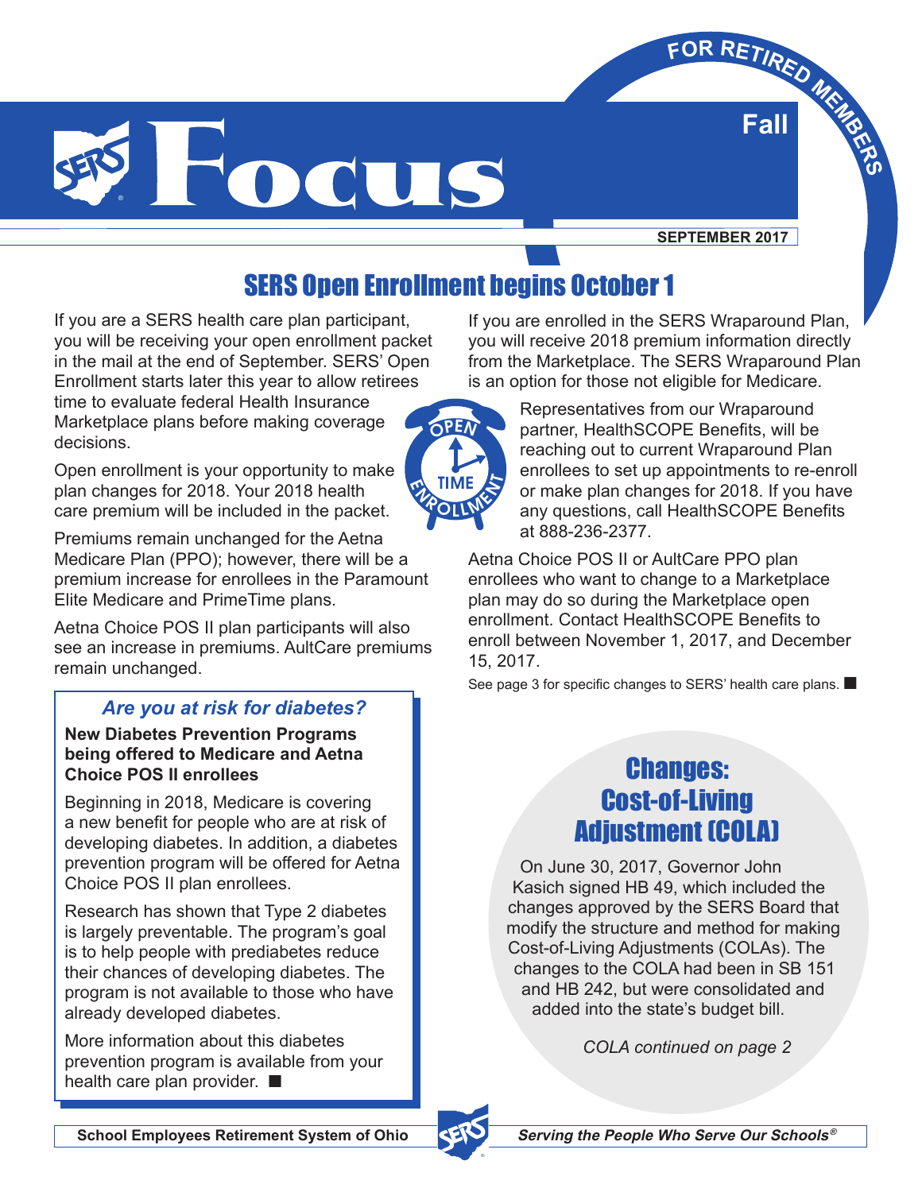# SERS Focus

**FOR RETIRED MEMBERS** — **Fall**

**SEPTEMBER 2017**

## SERS Open Enrollment begins October 1

If you are a SERS health care plan participant, you will be receiving your open enrollment packet in the mail at the end of September. SERS' Open Enrollment starts later this year to allow retirees time to evaluate federal Health Insurance Marketplace plans before making coverage decisions.

Open enrollment is your opportunity to make plan changes for 2018. Your 2018 health care premium will be included in the packet.

Premiums remain unchanged for the Aetna Medicare Plan (PPO); however, there will be a premium increase for enrollees in the Paramount Elite Medicare and PrimeTime plans.

Aetna Choice POS II plan participants will also see an increase in premiums. AultCare premiums remain unchanged.

If you are enrolled in the SERS Wraparound Plan, you will receive 2018 premium information directly from the Marketplace. The SERS Wraparound Plan is an option for those not eligible for Medicare.

Representatives from our Wraparound partner, HealthSCOPE Benefits, will be reaching out to current Wraparound Plan enrollees to set up appointments to re-enroll or make plan changes for 2018. If you have any questions, call HealthSCOPE Benefits at 888-236-2377.

Aetna Choice POS II or AultCare PPO plan enrollees who want to change to a Marketplace plan may do so during the Marketplace open enrollment. Contact HealthSCOPE Benefits to enroll between November 1, 2017, and December 15, 2017.

See page 3 for specific changes to SERS' health care plans. ■

### *Are you at risk for diabetes?*

**New Diabetes Prevention Programs being offered to Medicare and Aetna Choice POS II enrollees**

Beginning in 2018, Medicare is covering a new benefit for people who are at risk of developing diabetes. In addition, a diabetes prevention program will be offered for Aetna Choice POS II plan enrollees.

Research has shown that Type 2 diabetes is largely preventable. The program's goal is to help people with prediabetes reduce their chances of developing diabetes. The program is not available to those who have already developed diabetes.

More information about this diabetes prevention program is available from your health care plan provider. ■

## Changes: Cost-of-Living Adjustment (COLA)

On June 30, 2017, Governor John Kasich signed HB 49, which included the changes approved by the SERS Board that modify the structure and method for making Cost-of-Living Adjustments (COLAs). The changes to the COLA had been in SB 151 and HB 242, but were consolidated and added into the state's budget bill.

*COLA continued on page 2*

**School Employees Retirement System of Ohio** — ***Serving the People Who Serve Our Schools®***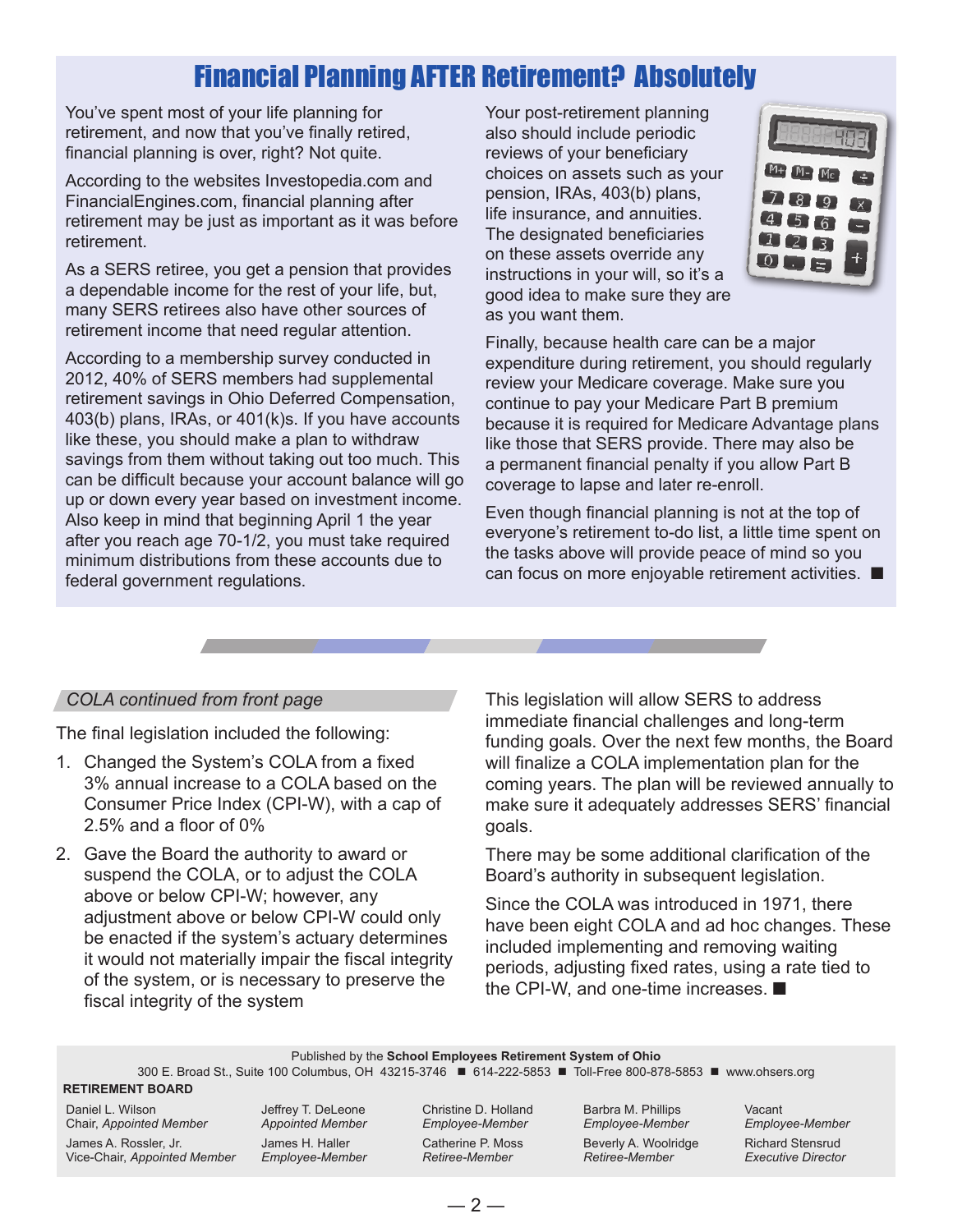## Financial Planning AFTER Retirement? Absolutely

You've spent most of your life planning for retirement, and now that you've finally retired, financial planning is over, right? Not quite.

According to the websites Investopedia.com and FinancialEngines.com, financial planning after retirement may be just as important as it was before retirement.

As a SERS retiree, you get a pension that provides a dependable income for the rest of your life, but, many SERS retirees also have other sources of retirement income that need regular attention.

According to a membership survey conducted in 2012, 40% of SERS members had supplemental retirement savings in Ohio Deferred Compensation, 403(b) plans, IRAs, or 401(k)s. If you have accounts like these, you should make a plan to withdraw savings from them without taking out too much. This can be difficult because your account balance will go up or down every year based on investment income. Also keep in mind that beginning April 1 the year after you reach age 70-1/2, you must take required minimum distributions from these accounts due to federal government regulations.

Your post-retirement planning also should include periodic reviews of your beneficiary choices on assets such as your pension, IRAs, 403(b) plans, life insurance, and annuities. The designated beneficiaries on these assets override any instructions in your will, so it's a good idea to make sure they are as you want them.

Finally, because health care can be a major expenditure during retirement, you should regularly review your Medicare coverage. Make sure you continue to pay your Medicare Part B premium because it is required for Medicare Advantage plans like those that SERS provide. There may also be a permanent financial penalty if you allow Part B coverage to lapse and later re-enroll.

Even though financial planning is not at the top of everyone's retirement to-do list, a little time spent on the tasks above will provide peace of mind so you can focus on more enjoyable retirement activities. ■

*COLA continued from front page*

The final legislation included the following:

1. Changed the System's COLA from a fixed 3% annual increase to a COLA based on the Consumer Price Index (CPI-W), with a cap of 2.5% and a floor of 0%
2. Gave the Board the authority to award or suspend the COLA, or to adjust the COLA above or below CPI-W; however, any adjustment above or below CPI-W could only be enacted if the system's actuary determines it would not materially impair the fiscal integrity of the system, or is necessary to preserve the fiscal integrity of the system

This legislation will allow SERS to address immediate financial challenges and long-term funding goals. Over the next few months, the Board will finalize a COLA implementation plan for the coming years. The plan will be reviewed annually to make sure it adequately addresses SERS' financial goals.

There may be some additional clarification of the Board's authority in subsequent legislation.

Since the COLA was introduced in 1971, there have been eight COLA and ad hoc changes. These included implementing and removing waiting periods, adjusting fixed rates, using a rate tied to the CPI-W, and one-time increases. ■

Published by the **School Employees Retirement System of Ohio**
300 E. Broad St., Suite 100 Columbus, OH 43215-3746 ■ 614-222-5853 ■ Toll-Free 800-878-5853 ■ www.ohsers.org

**RETIREMENT BOARD**

Daniel L. Wilson
Chair, *Appointed Member*

James A. Rossler, Jr.
Vice-Chair, *Appointed Member*

Jeffrey T. DeLeone
*Appointed Member*

James H. Haller
*Employee-Member*

Christine D. Holland
*Employee-Member*

Catherine P. Moss
*Retiree-Member*

Barbra M. Phillips
*Employee-Member*

Beverly A. Woolridge
*Retiree-Member*

Vacant
*Employee-Member*

Richard Stensrud
*Executive Director*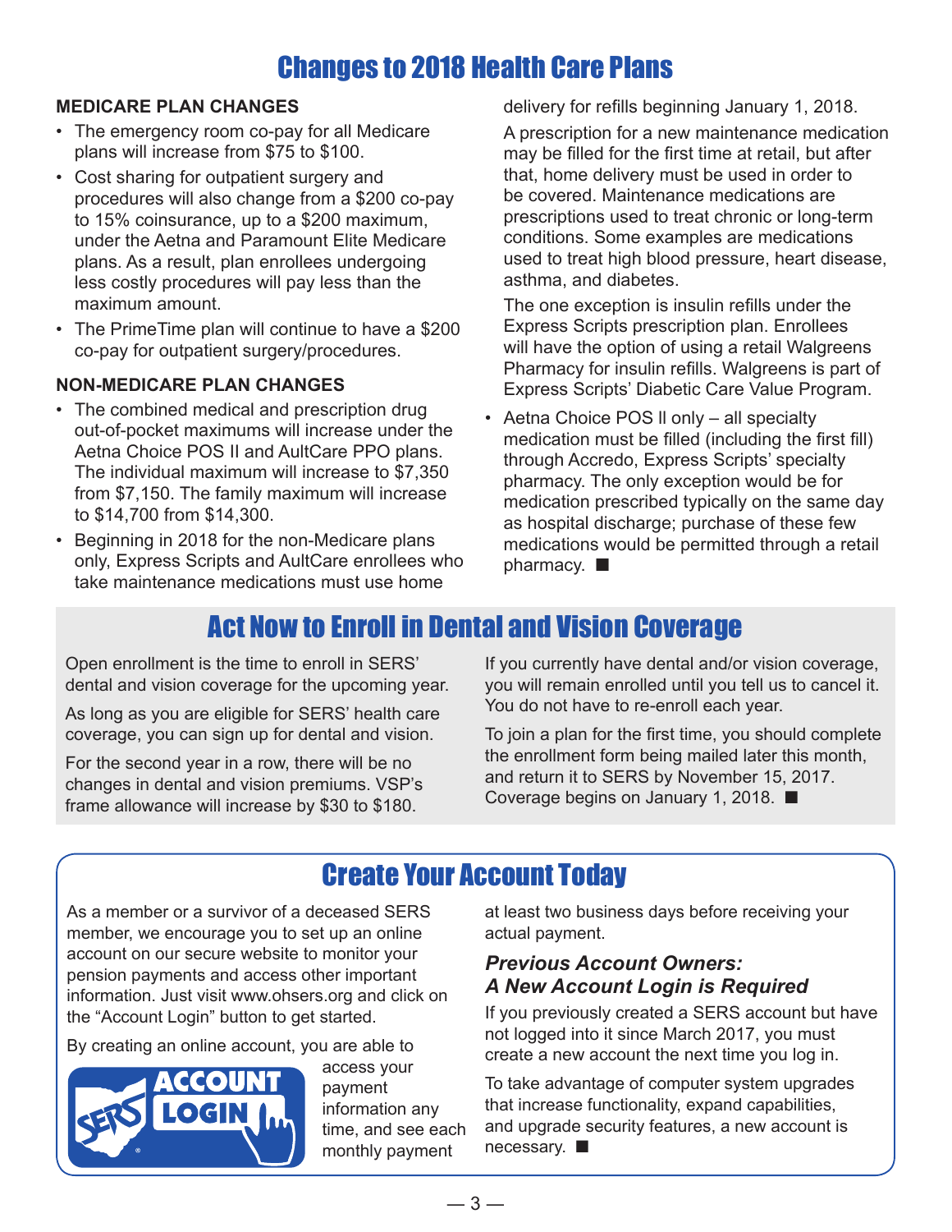# Changes to 2018 Health Care Plans

## MEDICARE PLAN CHANGES

- The emergency room co-pay for all Medicare plans will increase from $75 to $100.
- Cost sharing for outpatient surgery and procedures will also change from a $200 co-pay to 15% coinsurance, up to a $200 maximum, under the Aetna and Paramount Elite Medicare plans. As a result, plan enrollees undergoing less costly procedures will pay less than the maximum amount.
- The PrimeTime plan will continue to have a $200 co-pay for outpatient surgery/procedures.

## NON-MEDICARE PLAN CHANGES

- The combined medical and prescription drug out-of-pocket maximums will increase under the Aetna Choice POS II and AultCare PPO plans. The individual maximum will increase to $7,350 from $7,150. The family maximum will increase to $14,700 from $14,300.
- Beginning in 2018 for the non-Medicare plans only, Express Scripts and AultCare enrollees who take maintenance medications must use home delivery for refills beginning January 1, 2018.

  A prescription for a new maintenance medication may be filled for the first time at retail, but after that, home delivery must be used in order to be covered. Maintenance medications are prescriptions used to treat chronic or long-term conditions. Some examples are medications used to treat high blood pressure, heart disease, asthma, and diabetes.

  The one exception is insulin refills under the Express Scripts prescription plan. Enrollees will have the option of using a retail Walgreens Pharmacy for insulin refills. Walgreens is part of Express Scripts' Diabetic Care Value Program.
- Aetna Choice POS II only – all specialty medication must be filled (including the first fill) through Accredo, Express Scripts' specialty pharmacy. The only exception would be for medication prescribed typically on the same day as hospital discharge; purchase of these few medications would be permitted through a retail pharmacy. ■

# Act Now to Enroll in Dental and Vision Coverage

Open enrollment is the time to enroll in SERS' dental and vision coverage for the upcoming year.

As long as you are eligible for SERS' health care coverage, you can sign up for dental and vision.

For the second year in a row, there will be no changes in dental and vision premiums. VSP's frame allowance will increase by $30 to $180.

If you currently have dental and/or vision coverage, you will remain enrolled until you tell us to cancel it. You do not have to re-enroll each year.

To join a plan for the first time, you should complete the enrollment form being mailed later this month, and return it to SERS by November 15, 2017. Coverage begins on January 1, 2018. ■

# Create Your Account Today

As a member or a survivor of a deceased SERS member, we encourage you to set up an online account on our secure website to monitor your pension payments and access other important information. Just visit www.ohsers.org and click on the "Account Login" button to get started.

By creating an online account, you are able to access your payment information any time, and see each monthly payment at least two business days before receiving your actual payment.

### *Previous Account Owners: A New Account Login is Required*

If you previously created a SERS account but have not logged into it since March 2017, you must create a new account the next time you log in.

To take advantage of computer system upgrades that increase functionality, expand capabilities, and upgrade security features, a new account is necessary. ■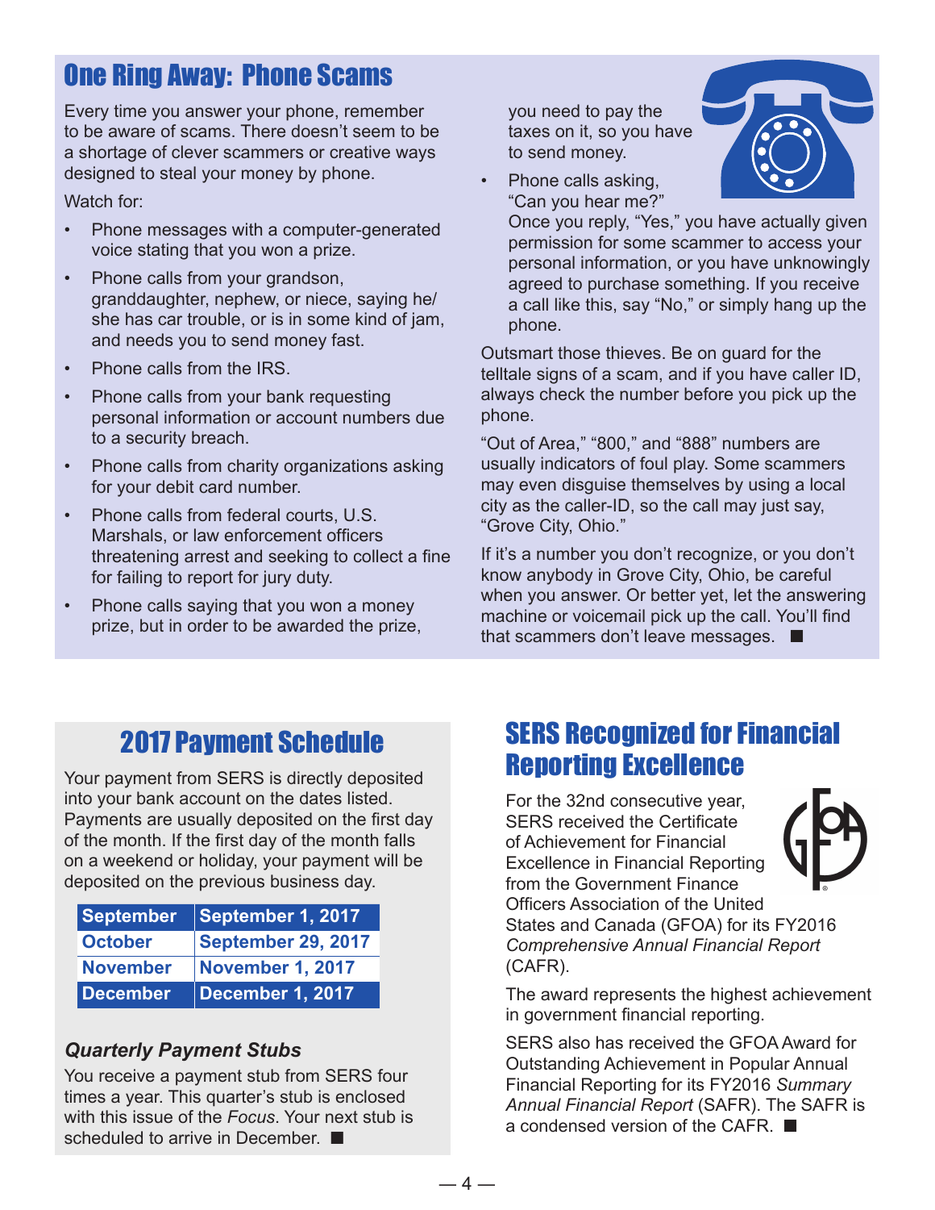## One Ring Away: Phone Scams

Every time you answer your phone, remember to be aware of scams. There doesn't seem to be a shortage of clever scammers or creative ways designed to steal your money by phone.

Watch for:

- Phone messages with a computer-generated voice stating that you won a prize.
- Phone calls from your grandson, granddaughter, nephew, or niece, saying he/she has car trouble, or is in some kind of jam, and needs you to send money fast.
- Phone calls from the IRS.
- Phone calls from your bank requesting personal information or account numbers due to a security breach.
- Phone calls from charity organizations asking for your debit card number.
- Phone calls from federal courts, U.S. Marshals, or law enforcement officers threatening arrest and seeking to collect a fine for failing to report for jury duty.
- Phone calls saying that you won a money prize, but in order to be awarded the prize, you need to pay the taxes on it, so you have to send money.
- Phone calls asking, "Can you hear me?" Once you reply, "Yes," you have actually given permission for some scammer to access your personal information, or you have unknowingly agreed to purchase something. If you receive a call like this, say "No," or simply hang up the phone.

Outsmart those thieves. Be on guard for the telltale signs of a scam, and if you have caller ID, always check the number before you pick up the phone.

"Out of Area," "800," and "888" numbers are usually indicators of foul play. Some scammers may even disguise themselves by using a local city as the caller-ID, so the call may just say, "Grove City, Ohio."

If it's a number you don't recognize, or you don't know anybody in Grove City, Ohio, be careful when you answer. Or better yet, let the answering machine or voicemail pick up the call. You'll find that scammers don't leave messages. ■

## 2017 Payment Schedule

Your payment from SERS is directly deposited into your bank account on the dates listed. Payments are usually deposited on the first day of the month. If the first day of the month falls on a weekend or holiday, your payment will be deposited on the previous business day.

| Month | Date |
|---|---|
| September | September 1, 2017 |
| October | September 29, 2017 |
| November | November 1, 2017 |
| December | December 1, 2017 |

### *Quarterly Payment Stubs*

You receive a payment stub from SERS four times a year. This quarter's stub is enclosed with this issue of the *Focus*. Your next stub is scheduled to arrive in December. ■

## SERS Recognized for Financial Reporting Excellence

For the 32nd consecutive year, SERS received the Certificate of Achievement for Financial Excellence in Financial Reporting from the Government Finance Officers Association of the United States and Canada (GFOA) for its FY2016 *Comprehensive Annual Financial Report* (CAFR).

The award represents the highest achievement in government financial reporting.

SERS also has received the GFOA Award for Outstanding Achievement in Popular Annual Financial Reporting for its FY2016 *Summary Annual Financial Report* (SAFR). The SAFR is a condensed version of the CAFR. ■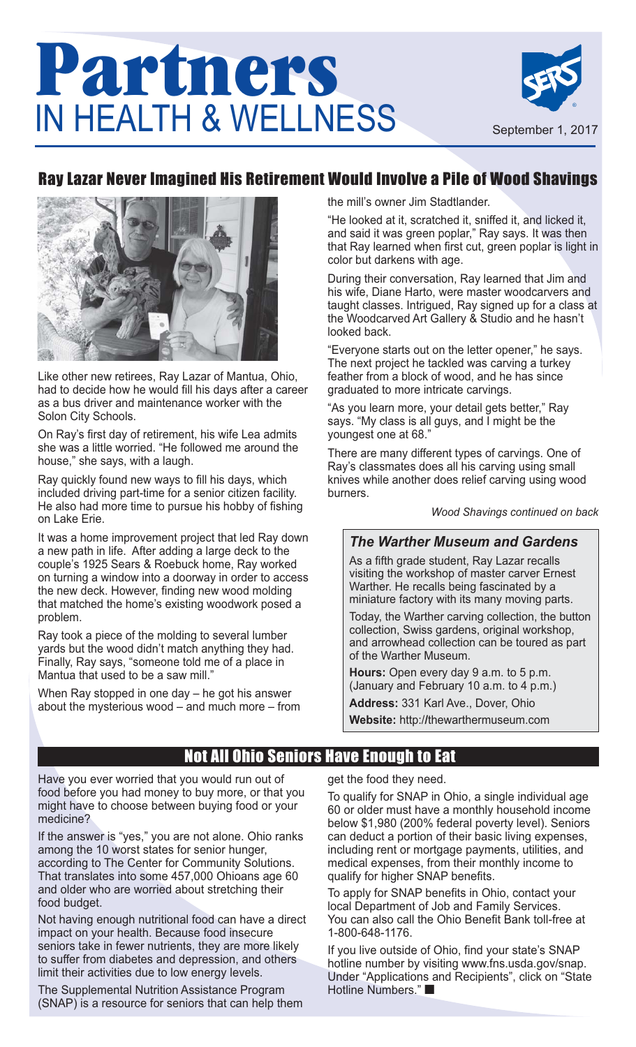# Partners IN HEALTH & WELLNESS

September 1, 2017

## Ray Lazar Never Imagined His Retirement Would Involve a Pile of Wood Shavings

Like other new retirees, Ray Lazar of Mantua, Ohio, had to decide how he would fill his days after a career as a bus driver and maintenance worker with the Solon City Schools.

On Ray's first day of retirement, his wife Lea admits she was a little worried. "He followed me around the house," she says, with a laugh.

Ray quickly found new ways to fill his days, which included driving part-time for a senior citizen facility. He also had more time to pursue his hobby of fishing on Lake Erie.

It was a home improvement project that led Ray down a new path in life. After adding a large deck to the couple's 1925 Sears & Roebuck home, Ray worked on turning a window into a doorway in order to access the new deck. However, finding new wood molding that matched the home's existing woodwork posed a problem.

Ray took a piece of the molding to several lumber yards but the wood didn't match anything they had. Finally, Ray says, "someone told me of a place in Mantua that used to be a saw mill."

When Ray stopped in one day – he got his answer about the mysterious wood – and much more – from the mill's owner Jim Stadtlander.

"He looked at it, scratched it, sniffed it, and licked it, and said it was green poplar," Ray says. It was then that Ray learned when first cut, green poplar is light in color but darkens with age.

During their conversation, Ray learned that Jim and his wife, Diane Harto, were master woodcarvers and taught classes. Intrigued, Ray signed up for a class at the Woodcarved Art Gallery & Studio and he hasn't looked back.

"Everyone starts out on the letter opener," he says. The next project he tackled was carving a turkey feather from a block of wood, and he has since graduated to more intricate carvings.

"As you learn more, your detail gets better," Ray says. "My class is all guys, and I might be the youngest one at 68."

There are many different types of carvings. One of Ray's classmates does all his carving using small knives while another does relief carving using wood burners.

*Wood Shavings continued on back*

### *The Warther Museum and Gardens*

As a fifth grade student, Ray Lazar recalls visiting the workshop of master carver Ernest Warther. He recalls being fascinated by a miniature factory with its many moving parts.

Today, the Warther carving collection, the button collection, Swiss gardens, original workshop, and arrowhead collection can be toured as part of the Warther Museum.

**Hours:** Open every day 9 a.m. to 5 p.m. (January and February 10 a.m. to 4 p.m.)

**Address:** 331 Karl Ave., Dover, Ohio

**Website:** http://thewarthermuseum.com

## Not All Ohio Seniors Have Enough to Eat

Have you ever worried that you would run out of food before you had money to buy more, or that you might have to choose between buying food or your medicine?

If the answer is "yes," you are not alone. Ohio ranks among the 10 worst states for senior hunger, according to The Center for Community Solutions. That translates into some 457,000 Ohioans age 60 and older who are worried about stretching their food budget.

Not having enough nutritional food can have a direct impact on your health. Because food insecure seniors take in fewer nutrients, they are more likely to suffer from diabetes and depression, and others limit their activities due to low energy levels.

The Supplemental Nutrition Assistance Program (SNAP) is a resource for seniors that can help them get the food they need.

To qualify for SNAP in Ohio, a single individual age 60 or older must have a monthly household income below $1,980 (200% federal poverty level). Seniors can deduct a portion of their basic living expenses, including rent or mortgage payments, utilities, and medical expenses, from their monthly income to qualify for higher SNAP benefits.

To apply for SNAP benefits in Ohio, contact your local Department of Job and Family Services. You can also call the Ohio Benefit Bank toll-free at 1-800-648-1176.

If you live outside of Ohio, find your state's SNAP hotline number by visiting www.fns.usda.gov/snap. Under "Applications and Recipients", click on "State Hotline Numbers." ■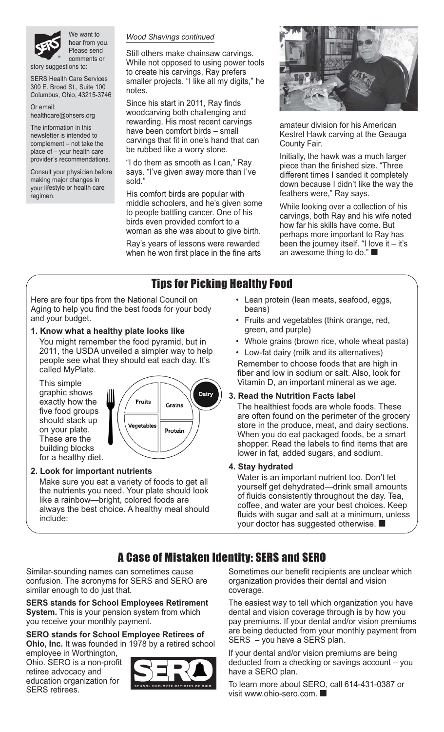We want to hear from you. Please send comments or story suggestions to:

SERS Health Care Services
300 E. Broad St., Suite 100
Columbus, Ohio, 43215-3746

Or email:
healthcare@ohsers.org

The information in this newsletter is intended to complement – not take the place of – your health care provider's recommendations.

Consult your physician before making major changes in your lifestyle or health care regimen.

*Wood Shavings continued*

Still others make chainsaw carvings. While not opposed to using power tools to create his carvings, Ray prefers smaller projects. "I like all my digits," he notes.

Since his start in 2011, Ray finds woodcarving both challenging and rewarding. His most recent carvings have been comfort birds – small carvings that fit in one's hand that can be rubbed like a worry stone.

"I do them as smooth as I can," Ray says. "I've given away more than I've sold."

His comfort birds are popular with middle schoolers, and he's given some to people battling cancer. One of his birds even provided comfort to a woman as she was about to give birth.

Ray's years of lessons were rewarded when he won first place in the fine arts amateur division for his American Kestrel Hawk carving at the Geauga County Fair.

Initially, the hawk was a much larger piece than the finished size. "Three different times I sanded it completely down because I didn't like the way the feathers were," Ray says.

While looking over a collection of his carvings, both Ray and his wife noted how far his skills have come. But perhaps more important to Ray has been the journey itself. "I love it – it's an awesome thing to do." ■

## Tips for Picking Healthy Food

Here are four tips from the National Council on Aging to help you find the best foods for your body and your budget.

**1. Know what a healthy plate looks like**

You might remember the food pyramid, but in 2011, the USDA unveiled a simpler way to help people see what they should eat each day. It's called MyPlate.

This simple graphic shows exactly how the five food groups should stack up on your plate. These are the building blocks for a healthy diet.

Fruits
Grains
Vegetables
Protein
Dairy

**2. Look for important nutrients**

Make sure you eat a variety of foods to get all the nutrients you need. Your plate should look like a rainbow—bright, colored foods are always the best choice. A healthy meal should include:

- Lean protein (lean meats, seafood, eggs, beans)
- Fruits and vegetables (think orange, red, green, and purple)
- Whole grains (brown rice, whole wheat pasta)
- Low-fat dairy (milk and its alternatives)

Remember to choose foods that are high in fiber and low in sodium or salt. Also, look for Vitamin D, an important mineral as we age.

**3. Read the Nutrition Facts label**

The healthiest foods are whole foods. These are often found on the perimeter of the grocery store in the produce, meat, and dairy sections. When you do eat packaged foods, be a smart shopper. Read the labels to find items that are lower in fat, added sugars, and sodium.

**4. Stay hydrated**

Water is an important nutrient too. Don't let yourself get dehydrated—drink small amounts of fluids consistently throughout the day. Tea, coffee, and water are your best choices. Keep fluids with sugar and salt at a minimum, unless your doctor has suggested otherwise. ■

## A Case of Mistaken Identity: SERS and SERO

Similar-sounding names can sometimes cause confusion. The acronyms for SERS and SERO are similar enough to do just that.

**SERS stands for School Employees Retirement System.** This is your pension system from which you receive your monthly payment.

**SERO stands for School Employee Retirees of Ohio, Inc.** It was founded in 1978 by a retired school employee in Worthington, Ohio. SERO is a non-profit retiree advocacy and education organization for SERS retirees.

Sometimes our benefit recipients are unclear which organization provides their dental and vision coverage.

The easiest way to tell which organization you have dental and vision coverage through is by how you pay premiums. If your dental and/or vision premiums are being deducted from your monthly payment from SERS – you have a SERS plan.

If your dental and/or vision premiums are being deducted from a checking or savings account – you have a SERO plan.

To learn more about SERO, call 614-431-0387 or visit www.ohio-sero.com. ■